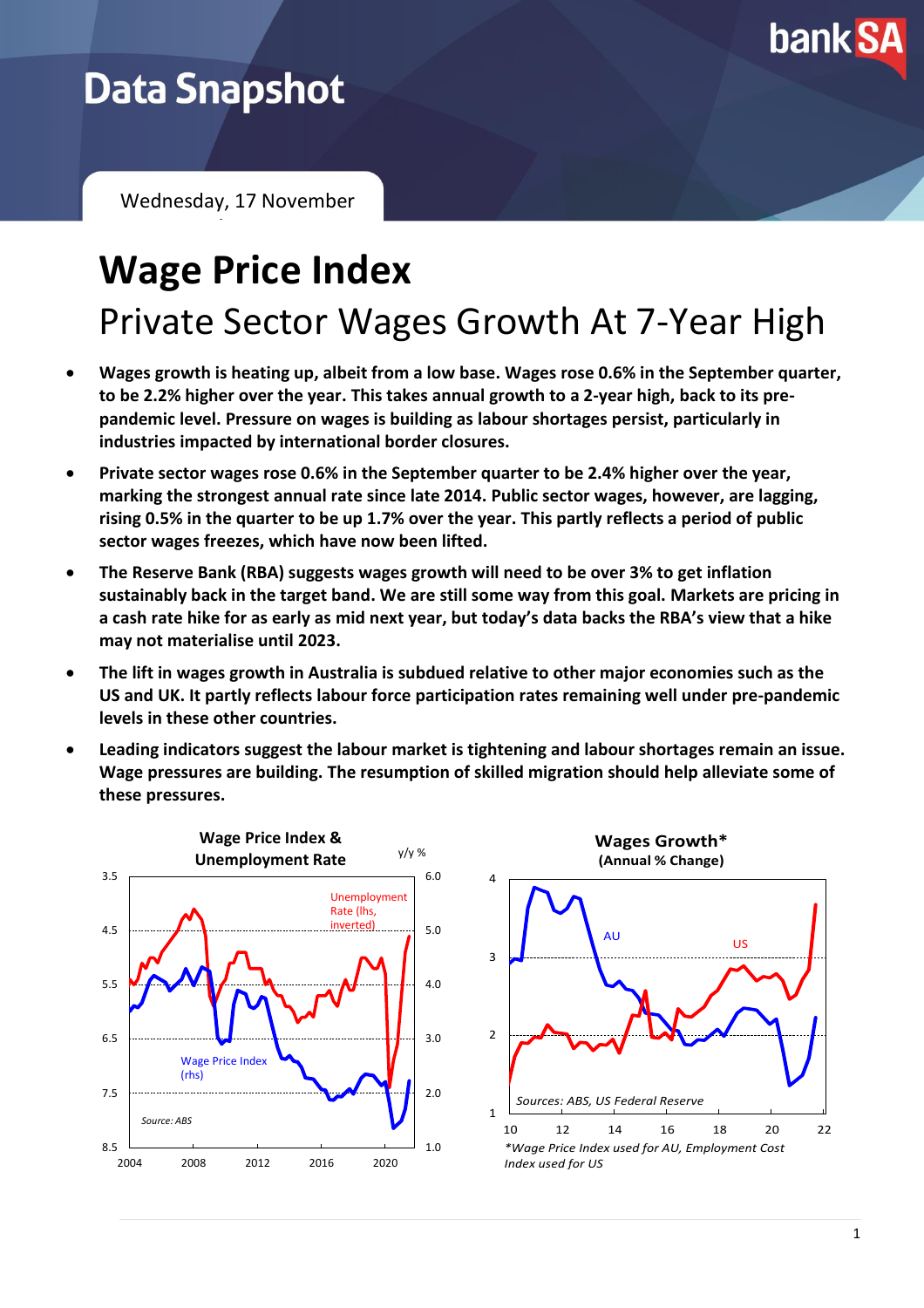# Data Snapshot

Wednesday, 17 November

# Wage Price Index

## Private Sector Wages Growth At 7-Year High

- **Wages growth is heating up, albeit from a low base. Wages rose 0.6% in the September quarter, to be 2.2% higher over the year. This takes annual growth to a 2-year high, back to its pre-pandemic level. Pressure on wages is building as labour shortages persist, particularly in industries impacted by international border closures.**
- **Private sector wages rose 0.6% in the September quarter to be 2.4% higher over the year, marking the strongest annual rate since late 2014. Public sector wages, however, are lagging, rising 0.5% in the quarter to be up 1.7% over the year. This partly reflects a period of public sector wages freezes, which have now been lifted.**
- **The Reserve Bank (RBA) suggests wages growth will need to be over 3% to get inflation sustainably back in the target band. We are still some way from this goal. Markets are pricing in a cash rate hike for as early as mid next year, but today's data backs the RBA's view that a hike may not materialise until 2023.**
- **The lift in wages growth in Australia is subdued relative to other major economies such as the US and UK. It partly reflects labour force participation rates remaining well under pre-pandemic levels in these other countries.**
- **Leading indicators suggest the labour market is tightening and labour shortages remain an issue. Wage pressures are building. The resumption of skilled migration should help alleviate some of these pressures.**

**Wage Price Index & Unemployment Rate**

y/y %

Unemployment Rate (lhs, inverted)

Wage Price Index (rhs)

Source: ABS

3.5, 4.5, 5.5, 6.5, 7.5, 8.5

6.0, 5.0, 4.0, 3.0, 2.0, 1.0

2004, 2008, 2012, 2016, 2020

**Wages Growth***
**(Annual % Change)**

AU

US

Sources: ABS, US Federal Reserve

1, 2, 3, 4

10, 12, 14, 16, 18, 20, 22

*\*Wage Price Index used for AU, Employment Cost Index used for US*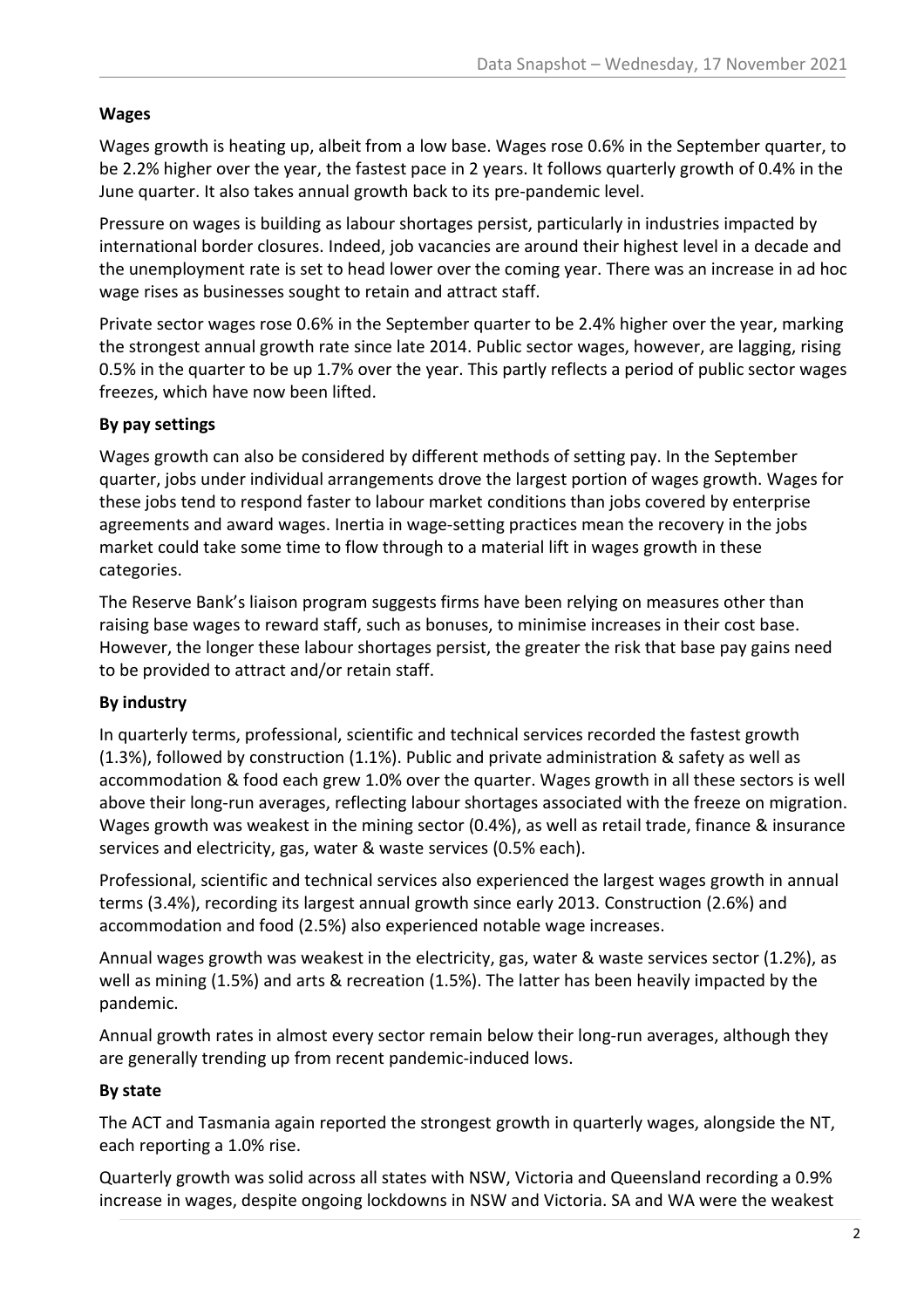## Wages

Wages growth is heating up, albeit from a low base. Wages rose 0.6% in the September quarter, to be 2.2% higher over the year, the fastest pace in 2 years. It follows quarterly growth of 0.4% in the June quarter. It also takes annual growth back to its pre-pandemic level.

Pressure on wages is building as labour shortages persist, particularly in industries impacted by international border closures. Indeed, job vacancies are around their highest level in a decade and the unemployment rate is set to head lower over the coming year. There was an increase in ad hoc wage rises as businesses sought to retain and attract staff.

Private sector wages rose 0.6% in the September quarter to be 2.4% higher over the year, marking the strongest annual growth rate since late 2014. Public sector wages, however, are lagging, rising 0.5% in the quarter to be up 1.7% over the year. This partly reflects a period of public sector wages freezes, which have now been lifted.

### By pay settings

Wages growth can also be considered by different methods of setting pay. In the September quarter, jobs under individual arrangements drove the largest portion of wages growth. Wages for these jobs tend to respond faster to labour market conditions than jobs covered by enterprise agreements and award wages. Inertia in wage-setting practices mean the recovery in the jobs market could take some time to flow through to a material lift in wages growth in these categories.

The Reserve Bank's liaison program suggests firms have been relying on measures other than raising base wages to reward staff, such as bonuses, to minimise increases in their cost base. However, the longer these labour shortages persist, the greater the risk that base pay gains need to be provided to attract and/or retain staff.

### By industry

In quarterly terms, professional, scientific and technical services recorded the fastest growth (1.3%), followed by construction (1.1%). Public and private administration & safety as well as accommodation & food each grew 1.0% over the quarter. Wages growth in all these sectors is well above their long-run averages, reflecting labour shortages associated with the freeze on migration. Wages growth was weakest in the mining sector (0.4%), as well as retail trade, finance & insurance services and electricity, gas, water & waste services (0.5% each).

Professional, scientific and technical services also experienced the largest wages growth in annual terms (3.4%), recording its largest annual growth since early 2013. Construction (2.6%) and accommodation and food (2.5%) also experienced notable wage increases.

Annual wages growth was weakest in the electricity, gas, water & waste services sector (1.2%), as well as mining (1.5%) and arts & recreation (1.5%). The latter has been heavily impacted by the pandemic.

Annual growth rates in almost every sector remain below their long-run averages, although they are generally trending up from recent pandemic-induced lows.

### By state

The ACT and Tasmania again reported the strongest growth in quarterly wages, alongside the NT, each reporting a 1.0% rise.

Quarterly growth was solid across all states with NSW, Victoria and Queensland recording a 0.9% increase in wages, despite ongoing lockdowns in NSW and Victoria. SA and WA were the weakest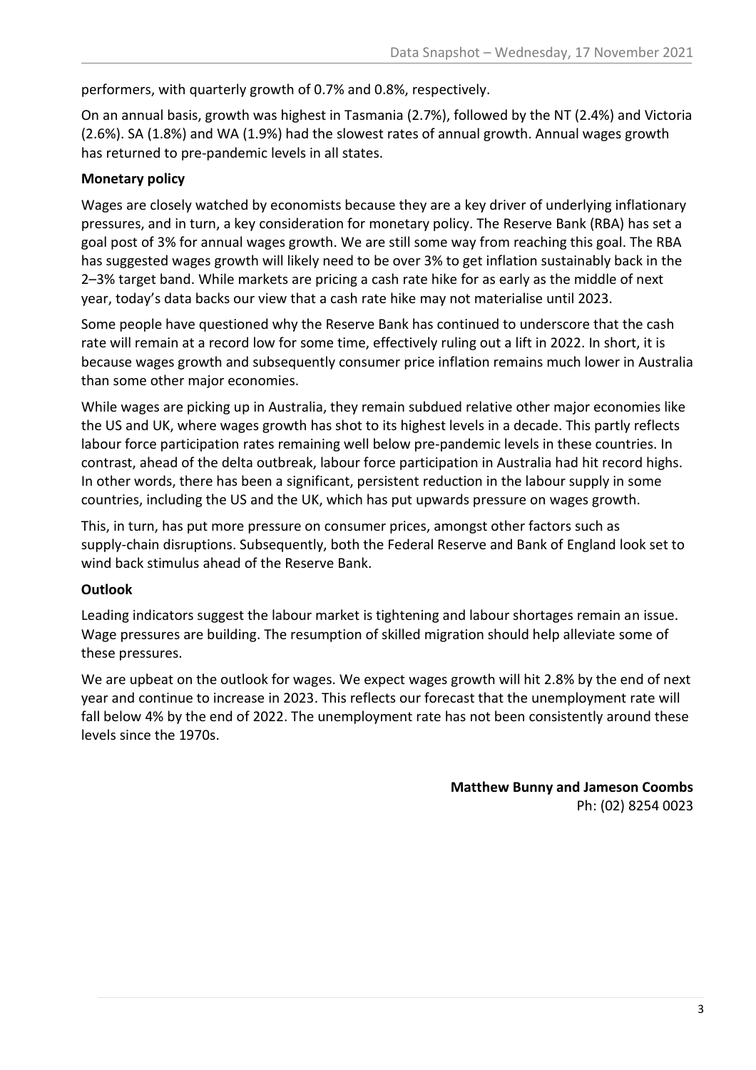performers, with quarterly growth of 0.7% and 0.8%, respectively.

On an annual basis, growth was highest in Tasmania (2.7%), followed by the NT (2.4%) and Victoria (2.6%). SA (1.8%) and WA (1.9%) had the slowest rates of annual growth. Annual wages growth has returned to pre-pandemic levels in all states.

**Monetary policy**

Wages are closely watched by economists because they are a key driver of underlying inflationary pressures, and in turn, a key consideration for monetary policy. The Reserve Bank (RBA) has set a goal post of 3% for annual wages growth. We are still some way from reaching this goal. The RBA has suggested wages growth will likely need to be over 3% to get inflation sustainably back in the 2–3% target band. While markets are pricing a cash rate hike for as early as the middle of next year, today's data backs our view that a cash rate hike may not materialise until 2023.

Some people have questioned why the Reserve Bank has continued to underscore that the cash rate will remain at a record low for some time, effectively ruling out a lift in 2022. In short, it is because wages growth and subsequently consumer price inflation remains much lower in Australia than some other major economies.

While wages are picking up in Australia, they remain subdued relative other major economies like the US and UK, where wages growth has shot to its highest levels in a decade. This partly reflects labour force participation rates remaining well below pre-pandemic levels in these countries. In contrast, ahead of the delta outbreak, labour force participation in Australia had hit record highs. In other words, there has been a significant, persistent reduction in the labour supply in some countries, including the US and the UK, which has put upwards pressure on wages growth.

This, in turn, has put more pressure on consumer prices, amongst other factors such as supply-chain disruptions. Subsequently, both the Federal Reserve and Bank of England look set to wind back stimulus ahead of the Reserve Bank.

**Outlook**

Leading indicators suggest the labour market is tightening and labour shortages remain an issue. Wage pressures are building. The resumption of skilled migration should help alleviate some of these pressures.

We are upbeat on the outlook for wages. We expect wages growth will hit 2.8% by the end of next year and continue to increase in 2023. This reflects our forecast that the unemployment rate will fall below 4% by the end of 2022. The unemployment rate has not been consistently around these levels since the 1970s.

**Matthew Bunny and Jameson Coombs**
Ph: (02) 8254 0023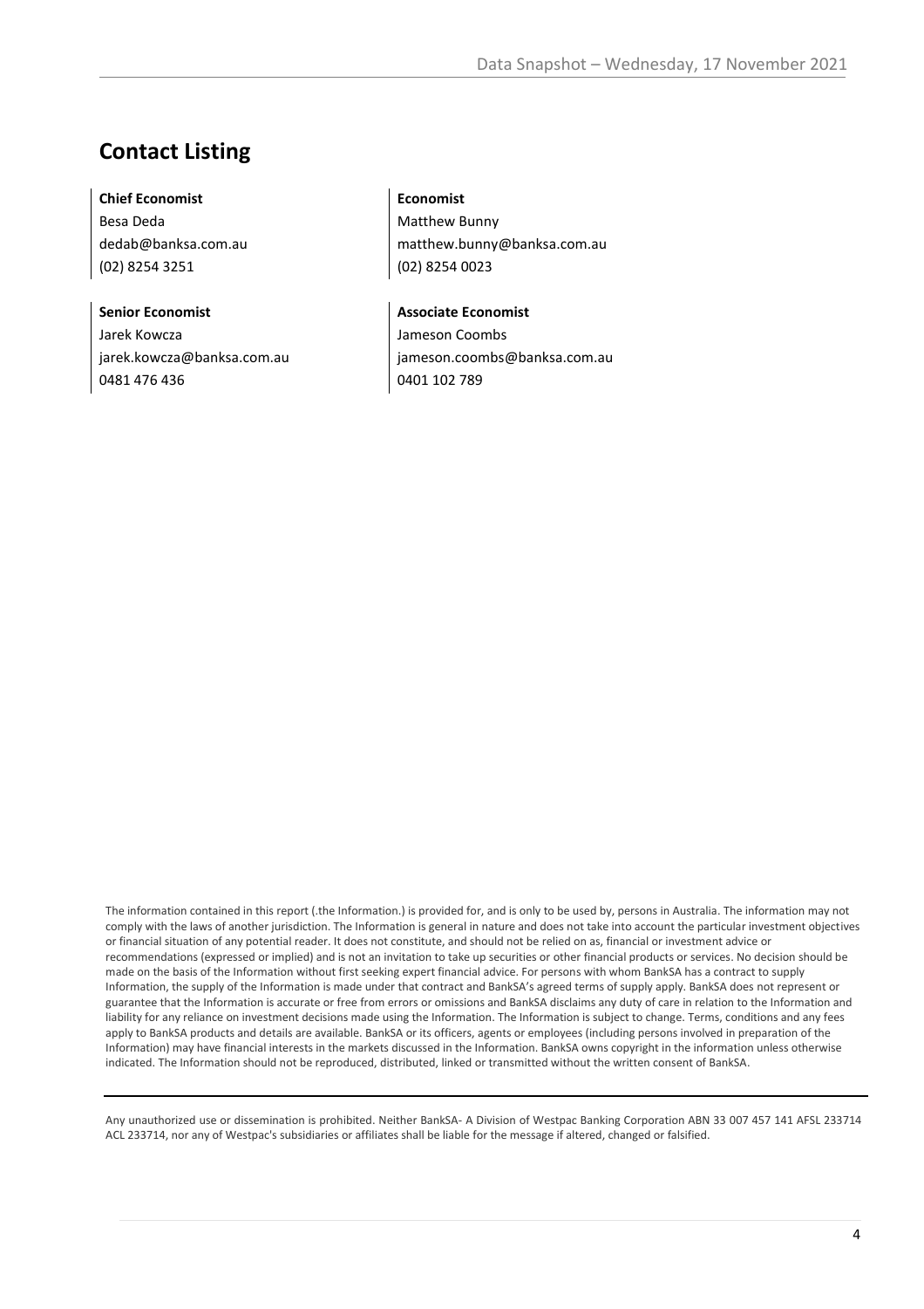## Contact Listing

**Chief Economist**
Besa Deda
dedab@banksa.com.au
(02) 8254 3251

**Senior Economist**
Jarek Kowcza
jarek.kowcza@banksa.com.au
0481 476 436

**Economist**
Matthew Bunny
matthew.bunny@banksa.com.au
(02) 8254 0023

**Associate Economist**
Jameson Coombs
jameson.coombs@banksa.com.au
0401 102 789

The information contained in this report (.the Information.) is provided for, and is only to be used by, persons in Australia. The information may not comply with the laws of another jurisdiction. The Information is general in nature and does not take into account the particular investment objectives or financial situation of any potential reader. It does not constitute, and should not be relied on as, financial or investment advice or recommendations (expressed or implied) and is not an invitation to take up securities or other financial products or services. No decision should be made on the basis of the Information without first seeking expert financial advice. For persons with whom BankSA has a contract to supply Information, the supply of the Information is made under that contract and BankSA's agreed terms of supply apply. BankSA does not represent or guarantee that the Information is accurate or free from errors or omissions and BankSA disclaims any duty of care in relation to the Information and liability for any reliance on investment decisions made using the Information. The Information is subject to change. Terms, conditions and any fees apply to BankSA products and details are available. BankSA or its officers, agents or employees (including persons involved in preparation of the Information) may have financial interests in the markets discussed in the Information. BankSA owns copyright in the information unless otherwise indicated. The Information should not be reproduced, distributed, linked or transmitted without the written consent of BankSA.

---

Any unauthorized use or dissemination is prohibited. Neither BankSA- A Division of Westpac Banking Corporation ABN 33 007 457 141 AFSL 233714 ACL 233714, nor any of Westpac's subsidiaries or affiliates shall be liable for the message if altered, changed or falsified.